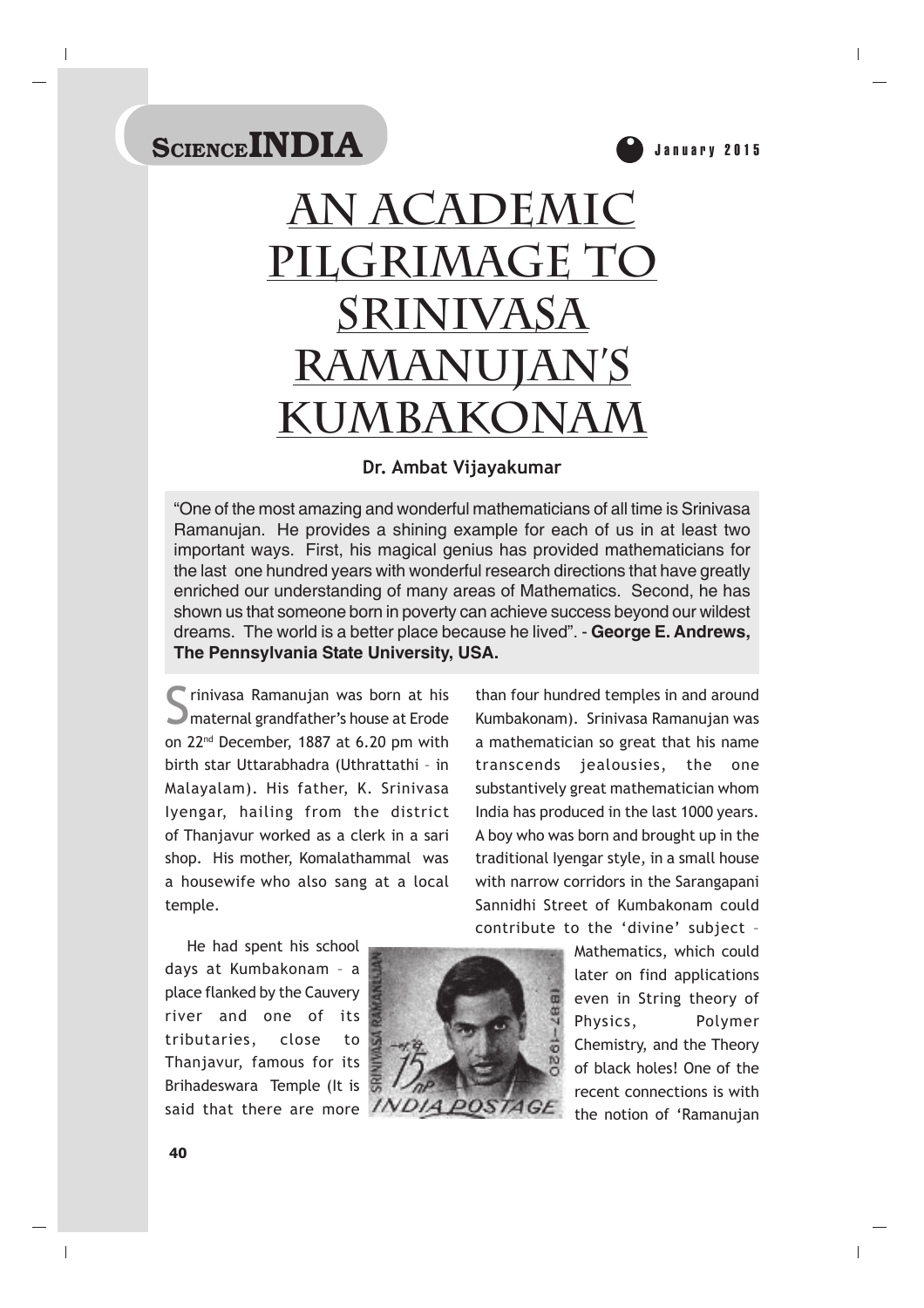# AN ACADEMIC PILGRIMAGE TO SRINIVASA RAMANUJAN'S KUMBAKONAM

**Dr. Ambat Vijayakumar**

> "One of the most amazing and wonderful mathematicians of all time is Srinivasa Ramanujan. He provides a shining example for each of us in at least two important ways. First, his magical genius has provided mathematicians for the last one hundred years with wonderful research directions that have greatly enriched our understanding of many areas of Mathematics. Second, he has shown us that someone born in poverty can achieve success beyond our wildest dreams. The world is a better place because he lived". - **George E. Andrews, The Pennsylvania State University, USA.**

Srinivasa Ramanujan was born at his maternal grandfather's house at Erode on 22nd December, 1887 at 6.20 pm with birth star Uttarabhadra (Uthrattathi – in Malayalam). His father, K. Srinivasa Iyengar, hailing from the district of Thanjavur worked as a clerk in a sari shop. His mother, Komalathammal was a housewife who also sang at a local temple.

He had spent his school days at Kumbakonam – a place flanked by the Cauvery river and one of its tributaries, close to Thanjavur, famous for its Brihadeswara Temple (It is said that there are more than four hundred temples in and around Kumbakonam). Srinivasa Ramanujan was a mathematician so great that his name transcends jealousies, the one substantively great mathematician whom India has produced in the last 1000 years. A boy who was born and brought up in the traditional Iyengar style, in a small house with narrow corridors in the Sarangapani Sannidhi Street of Kumbakonam could contribute to the 'divine' subject – Mathematics, which could later on find applications even in String theory of Physics, Polymer Chemistry, and the Theory of black holes! One of the recent connections is with the notion of 'Ramanujan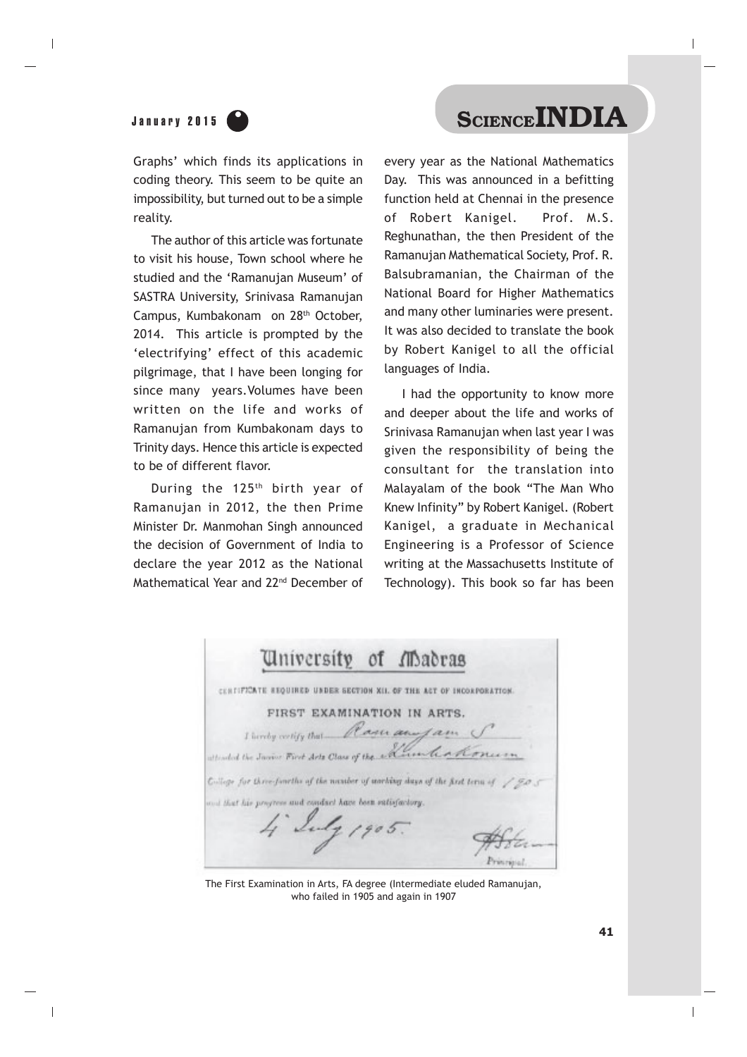Graphs' which finds its applications in coding theory. This seem to be quite an impossibility, but turned out to be a simple reality.

The author of this article was fortunate to visit his house, Town school where he studied and the 'Ramanujan Museum' of SASTRA University, Srinivasa Ramanujan Campus, Kumbakonam on 28th October, 2014. This article is prompted by the 'electrifying' effect of this academic pilgrimage, that I have been longing for since many years. Volumes have been written on the life and works of Ramanujan from Kumbakonam days to Trinity days. Hence this article is expected to be of different flavor.

During the 125th birth year of Ramanujan in 2012, the then Prime Minister Dr. Manmohan Singh announced the decision of Government of India to declare the year 2012 as the National Mathematical Year and 22nd December of every year as the National Mathematics Day. This was announced in a befitting function held at Chennai in the presence of Robert Kanigel. Prof. M.S. Reghunathan, the then President of the Ramanujan Mathematical Society, Prof. R. Balsubramanian, the Chairman of the National Board for Higher Mathematics and many other luminaries were present. It was also decided to translate the book by Robert Kanigel to all the official languages of India.

I had the opportunity to know more and deeper about the life and works of Srinivasa Ramanujan when last year I was given the responsibility of being the consultant for the translation into Malayalam of the book "The Man Who Knew Infinity" by Robert Kanigel. (Robert Kanigel, a graduate in Mechanical Engineering is a Professor of Science writing at the Massachusetts Institute of Technology). This book so far has been

University of Madras

CERTIFICATE REQUIRED UNDER SECTION XII. OF THE ACT OF INCORPORATION.

FIRST EXAMINATION IN ARTS.

I hereby certify that Ramanujam S attended the Junior First Arts Class of the Kumbakonam College for three-fourths of the number of working days of the first term of 1905 and that his progress and conduct have been satisfactory.

4 July 1905.

Principal.

The First Examination in Arts, FA degree (Intermediate eluded Ramanujan, who failed in 1905 and again in 1907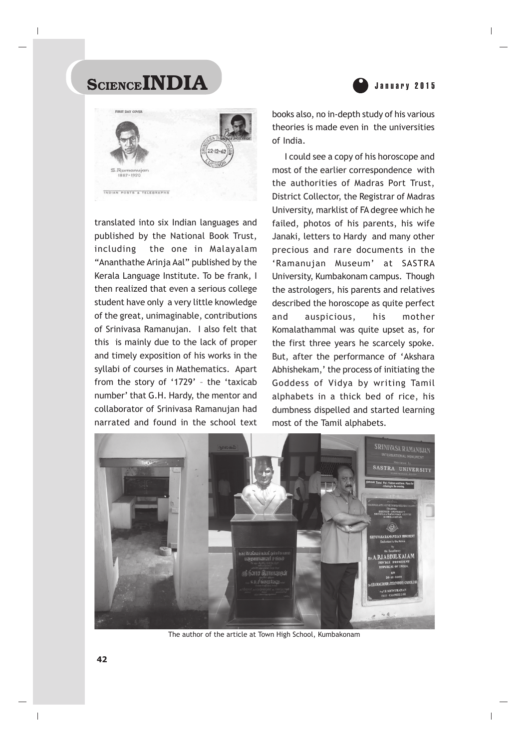translated into six Indian languages and published by the National Book Trust, including the one in Malayalam "Ananthathe Arinja Aal" published by the Kerala Language Institute. To be frank, I then realized that even a serious college student have only a very little knowledge of the great, unimaginable, contributions of Srinivasa Ramanujan. I also felt that this is mainly due to the lack of proper and timely exposition of his works in the syllabi of courses in Mathematics. Apart from the story of '1729' – the 'taxicab number' that G.H. Hardy, the mentor and collaborator of Srinivasa Ramanujan had narrated and found in the school text books also, no in-depth study of his various theories is made even in the universities of India.

I could see a copy of his horoscope and most of the earlier correspondence with the authorities of Madras Port Trust, District Collector, the Registrar of Madras University, marklist of FA degree which he failed, photos of his parents, his wife Janaki, letters to Hardy and many other precious and rare documents in the 'Ramanujan Museum' at SASTRA University, Kumbakonam campus. Though the astrologers, his parents and relatives described the horoscope as quite perfect and auspicious, his mother Komalathammal was quite upset as, for the first three years he scarcely spoke. But, after the performance of 'Akshara Abhishekam,' the process of initiating the Goddess of Vidya by writing Tamil alphabets in a thick bed of rice, his dumbness dispelled and started learning most of the Tamil alphabets.

The author of the article at Town High School, Kumbakonam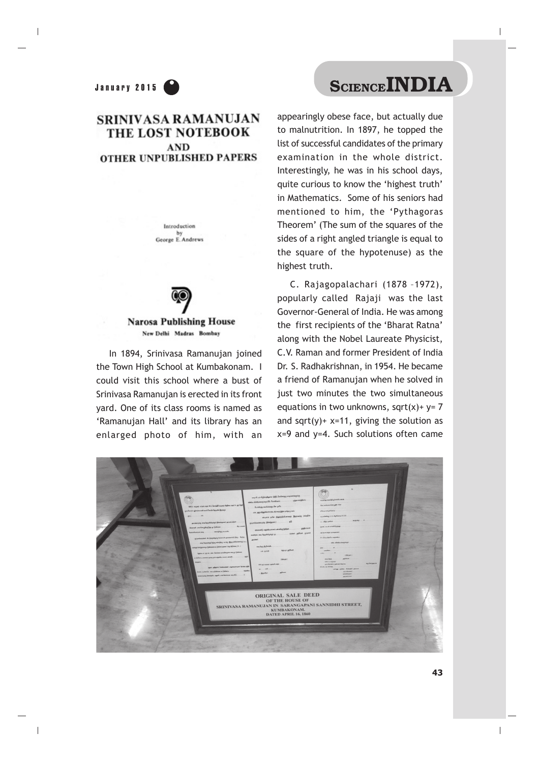In 1894, Srinivasa Ramanujan joined the Town High School at Kumbakonam. I could visit this school where a bust of Srinivasa Ramanujan is erected in its front yard. One of its class rooms is named as 'Ramanujan Hall' and its library has an enlarged photo of him, with an appearingly obese face, but actually due to malnutrition. In 1897, he topped the list of successful candidates of the primary examination in the whole district. Interestingly, he was in his school days, quite curious to know the 'highest truth' in Mathematics. Some of his seniors had mentioned to him, the 'Pythagoras Theorem' (The sum of the squares of the sides of a right angled triangle is equal to the square of the hypotenuse) as the highest truth.

C. Rajagopalachari (1878 –1972), popularly called Rajaji was the last Governor-General of India. He was among the first recipients of the 'Bharat Ratna' along with the Nobel Laureate Physicist, C.V. Raman and former President of India Dr. S. Radhakrishnan, in 1954. He became a friend of Ramanujan when he solved in just two minutes the two simultaneous equations in two unknowns, $\sqrt{x} + y = 7$ and $\sqrt{y} + x = 11$, giving the solution as $x=9$ and $y=4$. Such solutions often came

ORIGINAL SALE DEED
OF THE HOUSE OF
SRINIVASA RAMANUJAN IN SARANGAPANI SANNIDHI STREET,
KUMBAKONAM.
DATED APRIL 16, 1860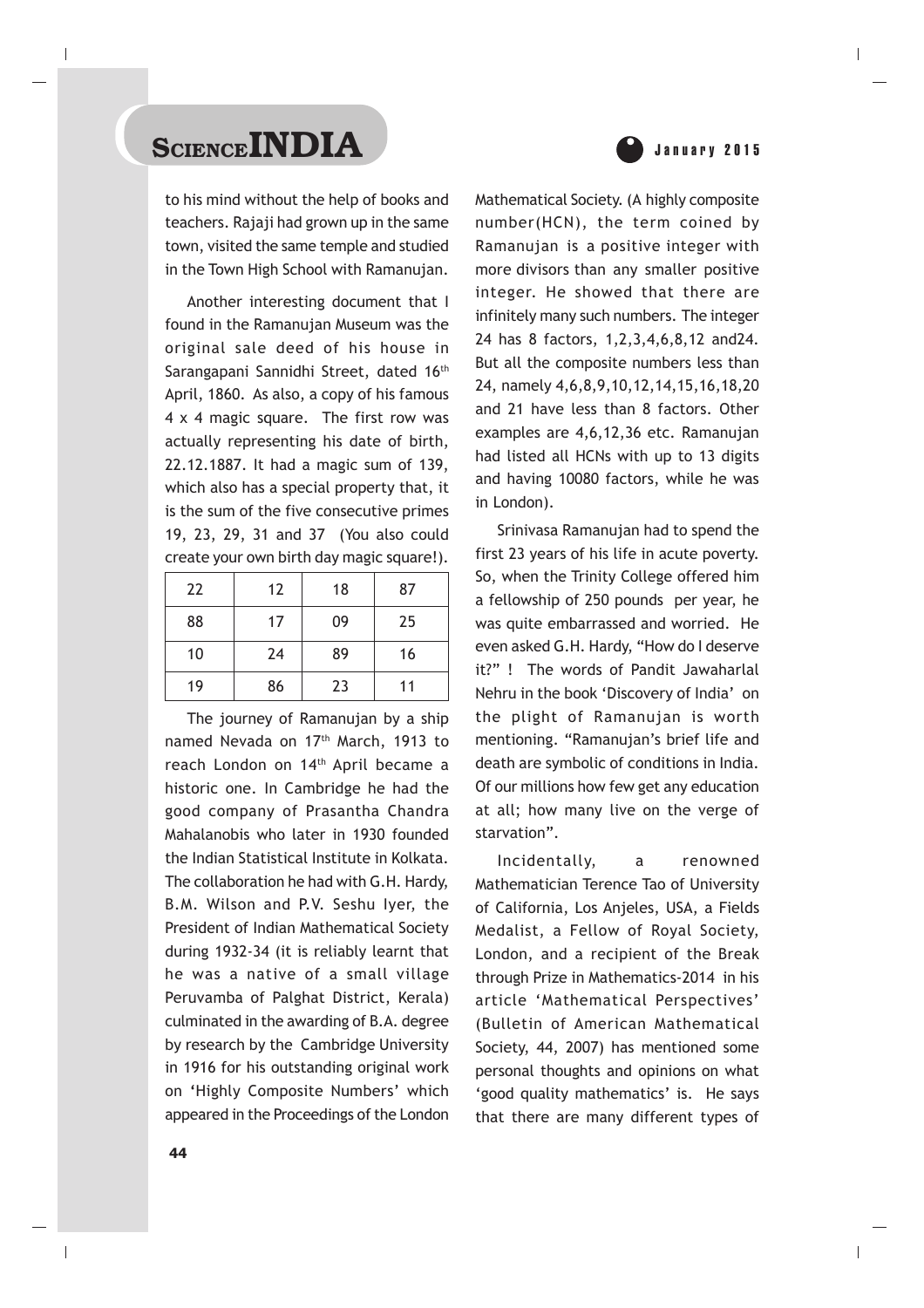to his mind without the help of books and teachers. Rajaji had grown up in the same town, visited the same temple and studied in the Town High School with Ramanujan.

Another interesting document that I found in the Ramanujan Museum was the original sale deed of his house in Sarangapani Sannidhi Street, dated 16th April, 1860. As also, a copy of his famous 4 x 4 magic square. The first row was actually representing his date of birth, 22.12.1887. It had a magic sum of 139, which also has a special property that, it is the sum of the five consecutive primes 19, 23, 29, 31 and 37 (You also could create your own birth day magic square!).

| 22 | 12 | 18 | 87 |
|---|---|---|---|
| 88 | 17 | 09 | 25 |
| 10 | 24 | 89 | 16 |
| 19 | 86 | 23 | 11 |

The journey of Ramanujan by a ship named Nevada on 17th March, 1913 to reach London on 14th April became a historic one. In Cambridge he had the good company of Prasantha Chandra Mahalanobis who later in 1930 founded the Indian Statistical Institute in Kolkata. The collaboration he had with G.H. Hardy, B.M. Wilson and P.V. Seshu Iyer, the President of Indian Mathematical Society during 1932-34 (it is reliably learnt that he was a native of a small village Peruvamba of Palghat District, Kerala) culminated in the awarding of B.A. degree by research by the Cambridge University in 1916 for his outstanding original work on 'Highly Composite Numbers' which appeared in the Proceedings of the London Mathematical Society. (A highly composite number(HCN), the term coined by Ramanujan is a positive integer with more divisors than any smaller positive integer. He showed that there are infinitely many such numbers. The integer 24 has 8 factors, 1,2,3,4,6,8,12 and24. But all the composite numbers less than 24, namely 4,6,8,9,10,12,14,15,16,18,20 and 21 have less than 8 factors. Other examples are 4,6,12,36 etc. Ramanujan had listed all HCNs with up to 13 digits and having 10080 factors, while he was in London).

Srinivasa Ramanujan had to spend the first 23 years of his life in acute poverty. So, when the Trinity College offered him a fellowship of 250 pounds per year, he was quite embarrassed and worried. He even asked G.H. Hardy, "How do I deserve it?" ! The words of Pandit Jawaharlal Nehru in the book 'Discovery of India' on the plight of Ramanujan is worth mentioning. "Ramanujan's brief life and death are symbolic of conditions in India. Of our millions how few get any education at all; how many live on the verge of starvation".

Incidentally, a renowned Mathematician Terence Tao of University of California, Los Anjeles, USA, a Fields Medalist, a Fellow of Royal Society, London, and a recipient of the Break through Prize in Mathematics-2014 in his article 'Mathematical Perspectives' (Bulletin of American Mathematical Society, 44, 2007) has mentioned some personal thoughts and opinions on what 'good quality mathematics' is. He says that there are many different types of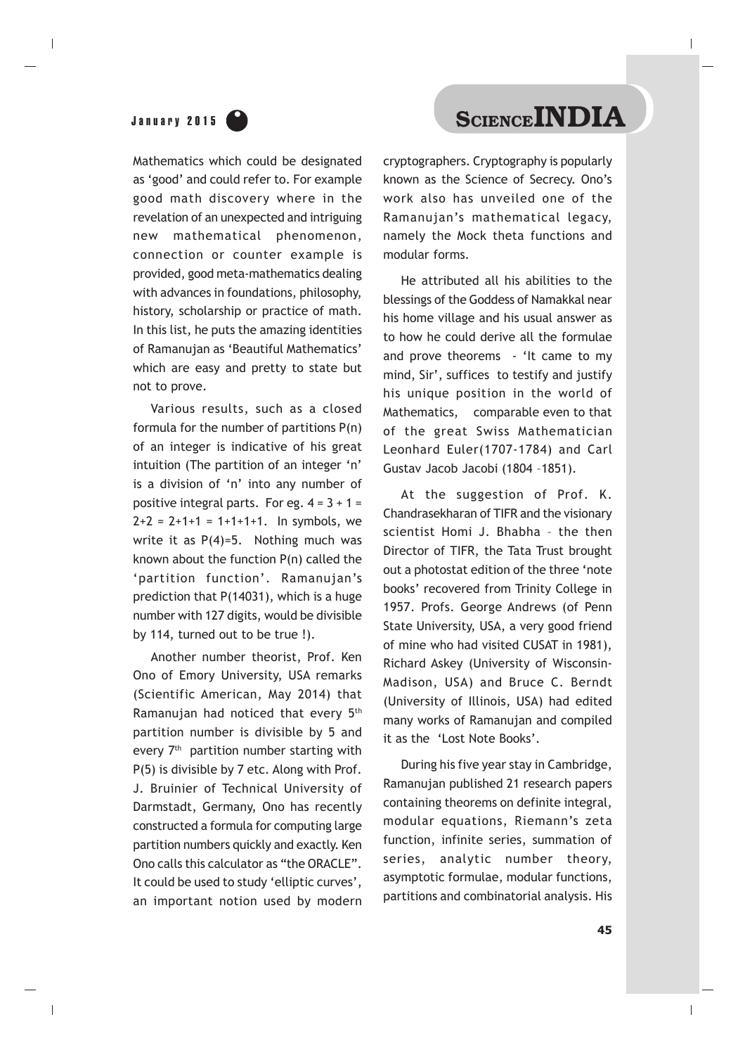Mathematics which could be designated as 'good' and could refer to. For example good math discovery where in the revelation of an unexpected and intriguing new mathematical phenomenon, connection or counter example is provided, good meta-mathematics dealing with advances in foundations, philosophy, history, scholarship or practice of math. In this list, he puts the amazing identities of Ramanujan as 'Beautiful Mathematics' which are easy and pretty to state but not to prove.

Various results, such as a closed formula for the number of partitions P(n) of an integer is indicative of his great intuition (The partition of an integer 'n' is a division of 'n' into any number of positive integral parts. For eg. $4 = 3 + 1 = 2+2 = 2+1+1 = 1+1+1+1$. In symbols, we write it as $P(4)=5$. Nothing much was known about the function P(n) called the 'partition function'. Ramanujan's prediction that P(14031), which is a huge number with 127 digits, would be divisible by 114, turned out to be true !).

Another number theorist, Prof. Ken Ono of Emory University, USA remarks (Scientific American, May 2014) that Ramanujan had noticed that every $5^{th}$ partition number is divisible by 5 and every $7^{th}$ partition number starting with P(5) is divisible by 7 etc. Along with Prof. J. Bruinier of Technical University of Darmstadt, Germany, Ono has recently constructed a formula for computing large partition numbers quickly and exactly. Ken Ono calls this calculator as "the ORACLE". It could be used to study 'elliptic curves', an important notion used by modern cryptographers. Cryptography is popularly known as the Science of Secrecy. Ono's work also has unveiled one of the Ramanujan's mathematical legacy, namely the Mock theta functions and modular forms.

He attributed all his abilities to the blessings of the Goddess of Namakkal near his home village and his usual answer as to how he could derive all the formulae and prove theorems - 'It came to my mind, Sir', suffices to testify and justify his unique position in the world of Mathematics, comparable even to that of the great Swiss Mathematician Leonhard Euler(1707-1784) and Carl Gustav Jacob Jacobi (1804 –1851).

At the suggestion of Prof. K. Chandrasekharan of TIFR and the visionary scientist Homi J. Bhabha – the then Director of TIFR, the Tata Trust brought out a photostat edition of the three 'note books' recovered from Trinity College in 1957. Profs. George Andrews (of Penn State University, USA, a very good friend of mine who had visited CUSAT in 1981), Richard Askey (University of Wisconsin-Madison, USA) and Bruce C. Berndt (University of Illinois, USA) had edited many works of Ramanujan and compiled it as the 'Lost Note Books'.

During his five year stay in Cambridge, Ramanujan published 21 research papers containing theorems on definite integral, modular equations, Riemann's zeta function, infinite series, summation of series, analytic number theory, asymptotic formulae, modular functions, partitions and combinatorial analysis. His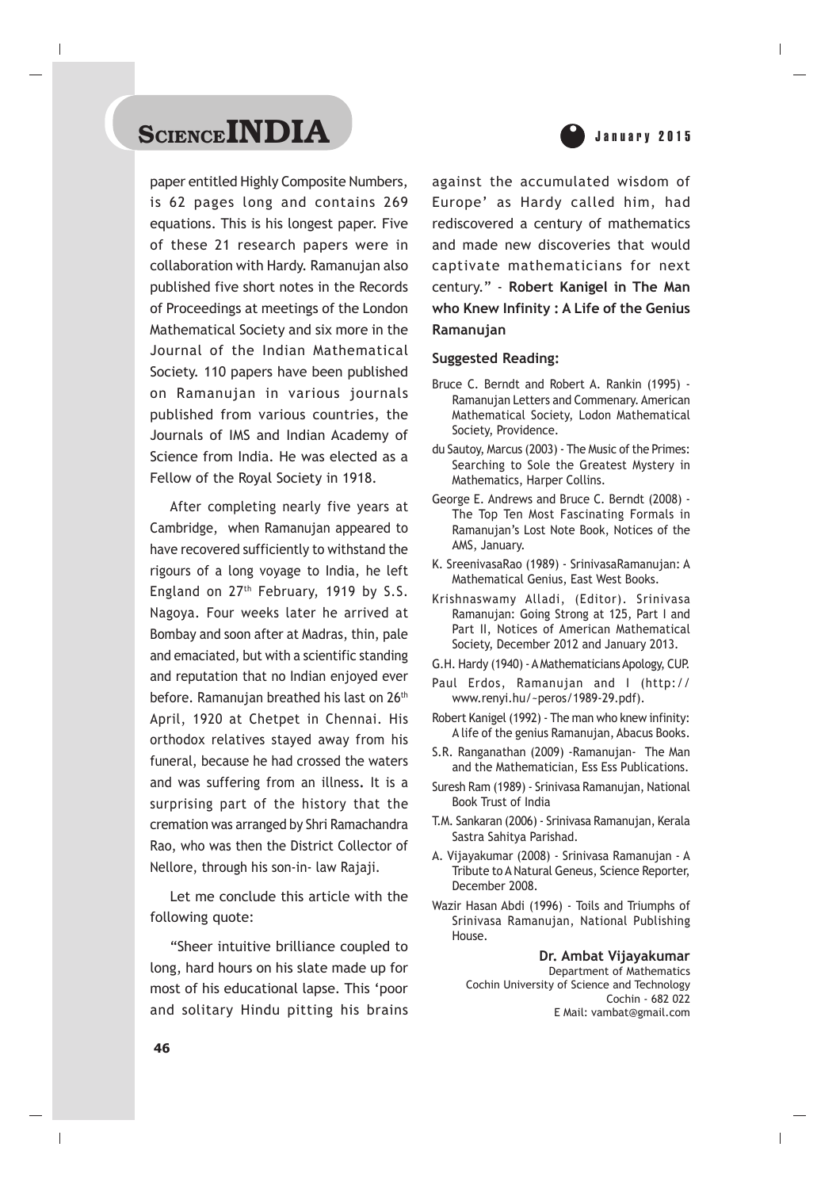paper entitled Highly Composite Numbers, is 62 pages long and contains 269 equations. This is his longest paper. Five of these 21 research papers were in collaboration with Hardy. Ramanujan also published five short notes in the Records of Proceedings at meetings of the London Mathematical Society and six more in the Journal of the Indian Mathematical Society. 110 papers have been published on Ramanujan in various journals published from various countries, the Journals of IMS and Indian Academy of Science from India. He was elected as a Fellow of the Royal Society in 1918.

After completing nearly five years at Cambridge, when Ramanujan appeared to have recovered sufficiently to withstand the rigours of a long voyage to India, he left England on 27th February, 1919 by S.S. Nagoya. Four weeks later he arrived at Bombay and soon after at Madras, thin, pale and emaciated, but with a scientific standing and reputation that no Indian enjoyed ever before. Ramanujan breathed his last on 26th April, 1920 at Chetpet in Chennai. His orthodox relatives stayed away from his funeral, because he had crossed the waters and was suffering from an illness. It is a surprising part of the history that the cremation was arranged by Shri Ramachandra Rao, who was then the District Collector of Nellore, through his son-in- law Rajaji.

Let me conclude this article with the following quote:

"Sheer intuitive brilliance coupled to long, hard hours on his slate made up for most of his educational lapse. This 'poor and solitary Hindu pitting his brains against the accumulated wisdom of Europe' as Hardy called him, had rediscovered a century of mathematics and made new discoveries that would captivate mathematicians for next century." - **Robert Kanigel in The Man who Knew Infinity : A Life of the Genius Ramanujan**

**Suggested Reading:**

- Bruce C. Berndt and Robert A. Rankin (1995) - Ramanujan Letters and Commenary. American Mathematical Society, Lodon Mathematical Society, Providence.
- du Sautoy, Marcus (2003) - The Music of the Primes: Searching to Sole the Greatest Mystery in Mathematics, Harper Collins.
- George E. Andrews and Bruce C. Berndt (2008) - The Top Ten Most Fascinating Formals in Ramanujan's Lost Note Book, Notices of the AMS, January.
- K. SreenivasaRao (1989) - SrinivasaRamanujan: A Mathematical Genius, East West Books.
- Krishnaswamy Alladi, (Editor). Srinivasa Ramanujan: Going Strong at 125, Part I and Part II, Notices of American Mathematical Society, December 2012 and January 2013.
- G.H. Hardy (1940) - A Mathematicians Apology, CUP.
- Paul Erdos, Ramanujan and I (http://www.renyi.hu/~peros/1989-29.pdf).
- Robert Kanigel (1992) - The man who knew infinity: A life of the genius Ramanujan, Abacus Books.
- S.R. Ranganathan (2009) -Ramanujan- The Man and the Mathematician, Ess Ess Publications.
- Suresh Ram (1989) - Srinivasa Ramanujan, National Book Trust of India
- T.M. Sankaran (2006) - Srinivasa Ramanujan, Kerala Sastra Sahitya Parishad.
- A. Vijayakumar (2008) - Srinivasa Ramanujan - A Tribute to A Natural Geneus, Science Reporter, December 2008.
- Wazir Hasan Abdi (1996) - Toils and Triumphs of Srinivasa Ramanujan, National Publishing House.

**Dr. Ambat Vijayakumar**
Department of Mathematics
Cochin University of Science and Technology
Cochin - 682 022
E Mail: vambat@gmail.com